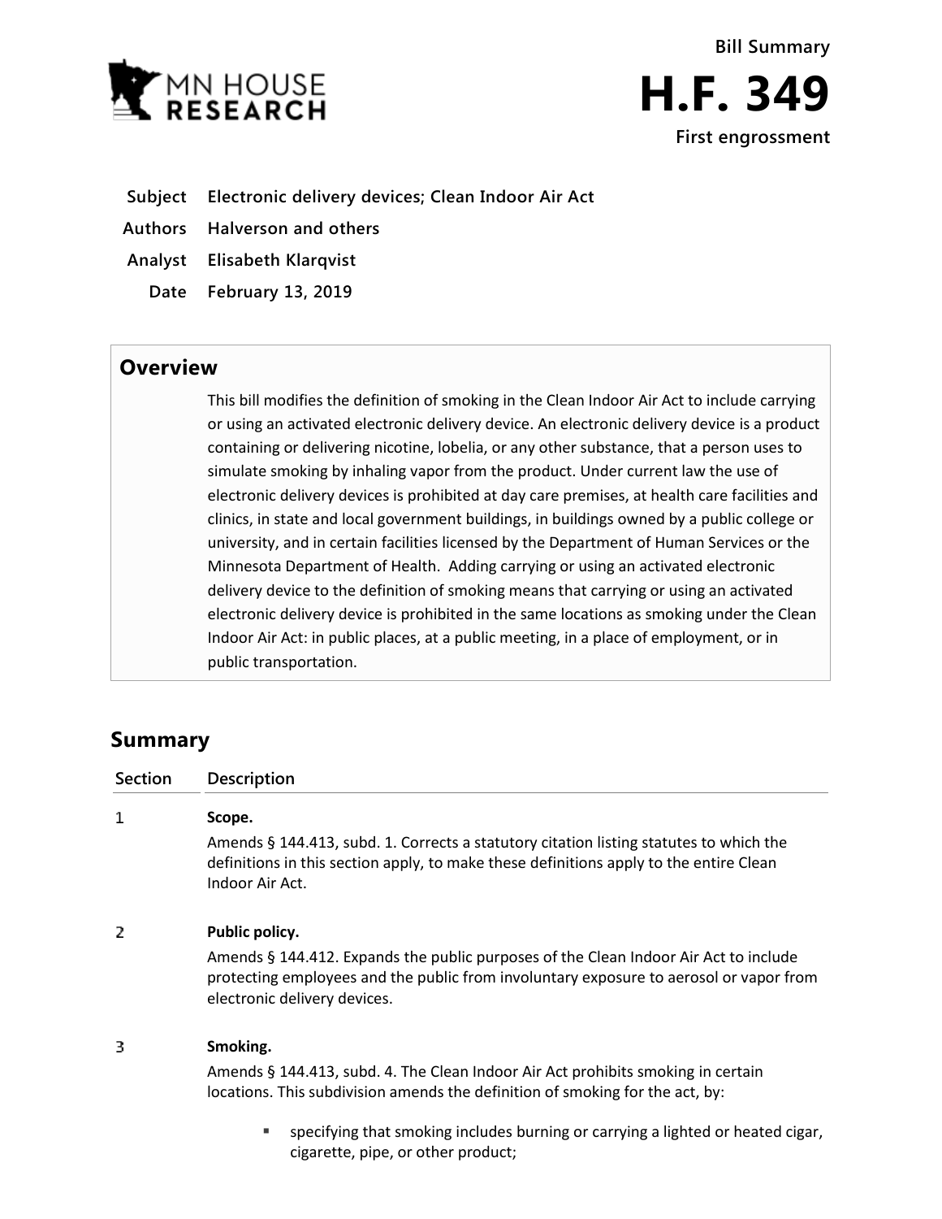MN HOUSE RESEARCH

**Bill Summary**

# H.F. 349

**First engrossment**

| | |
|---|---|
| **Subject** | **Electronic delivery devices; Clean Indoor Air Act** |
| **Authors** | **Halverson and others** |
| **Analyst** | **Elisabeth Klarqvist** |
| **Date** | **February 13, 2019** |

## Overview

This bill modifies the definition of smoking in the Clean Indoor Air Act to include carrying or using an activated electronic delivery device. An electronic delivery device is a product containing or delivering nicotine, lobelia, or any other substance, that a person uses to simulate smoking by inhaling vapor from the product. Under current law the use of electronic delivery devices is prohibited at day care premises, at health care facilities and clinics, in state and local government buildings, in buildings owned by a public college or university, and in certain facilities licensed by the Department of Human Services or the Minnesota Department of Health. Adding carrying or using an activated electronic delivery device to the definition of smoking means that carrying or using an activated electronic delivery device is prohibited in the same locations as smoking under the Clean Indoor Air Act: in public places, at a public meeting, in a place of employment, or in public transportation.

## Summary

| Section | Description |
|---|---|
| 1 | **Scope.**<br>Amends § 144.413, subd. 1. Corrects a statutory citation listing statutes to which the definitions in this section apply, to make these definitions apply to the entire Clean Indoor Air Act. |
| 2 | **Public policy.**<br>Amends § 144.412. Expands the public purposes of the Clean Indoor Air Act to include protecting employees and the public from involuntary exposure to aerosol or vapor from electronic delivery devices. |
| 3 | **Smoking.**<br>Amends § 144.413, subd. 4. The Clean Indoor Air Act prohibits smoking in certain locations. This subdivision amends the definition of smoking for the act, by:<br>▪ specifying that smoking includes burning or carrying a lighted or heated cigar, cigarette, pipe, or other product; |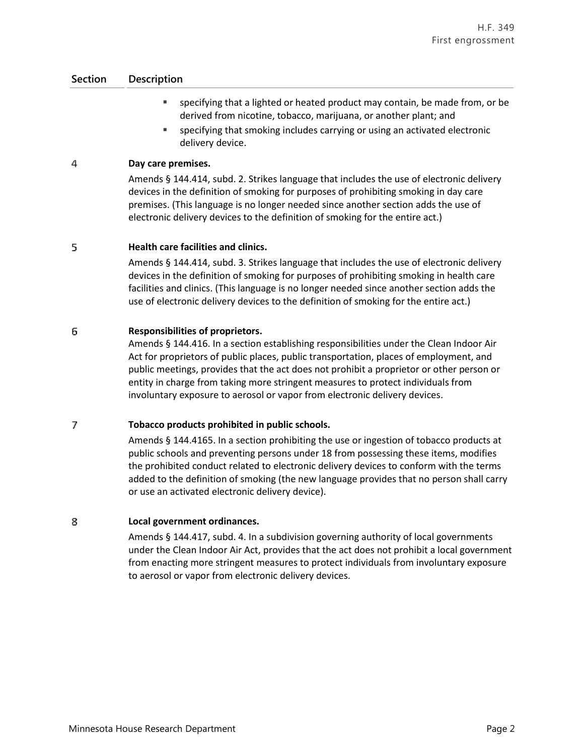| Section | Description |
|---|---|
| | ▪ specifying that a lighted or heated product may contain, be made from, or be derived from nicotine, tobacco, marijuana, or another plant; and<br>▪ specifying that smoking includes carrying or using an activated electronic delivery device. |
| 4 | **Day care premises.**<br>Amends § 144.414, subd. 2. Strikes language that includes the use of electronic delivery devices in the definition of smoking for purposes of prohibiting smoking in day care premises. (This language is no longer needed since another section adds the use of electronic delivery devices to the definition of smoking for the entire act.) |
| 5 | **Health care facilities and clinics.**<br>Amends § 144.414, subd. 3. Strikes language that includes the use of electronic delivery devices in the definition of smoking for purposes of prohibiting smoking in health care facilities and clinics. (This language is no longer needed since another section adds the use of electronic delivery devices to the definition of smoking for the entire act.) |
| 6 | **Responsibilities of proprietors.**<br>Amends § 144.416. In a section establishing responsibilities under the Clean Indoor Air Act for proprietors of public places, public transportation, places of employment, and public meetings, provides that the act does not prohibit a proprietor or other person or entity in charge from taking more stringent measures to protect individuals from involuntary exposure to aerosol or vapor from electronic delivery devices. |
| 7 | **Tobacco products prohibited in public schools.**<br>Amends § 144.4165. In a section prohibiting the use or ingestion of tobacco products at public schools and preventing persons under 18 from possessing these items, modifies the prohibited conduct related to electronic delivery devices to conform with the terms added to the definition of smoking (the new language provides that no person shall carry or use an activated electronic delivery device). |
| 8 | **Local government ordinances.**<br>Amends § 144.417, subd. 4. In a subdivision governing authority of local governments under the Clean Indoor Air Act, provides that the act does not prohibit a local government from enacting more stringent measures to protect individuals from involuntary exposure to aerosol or vapor from electronic delivery devices. |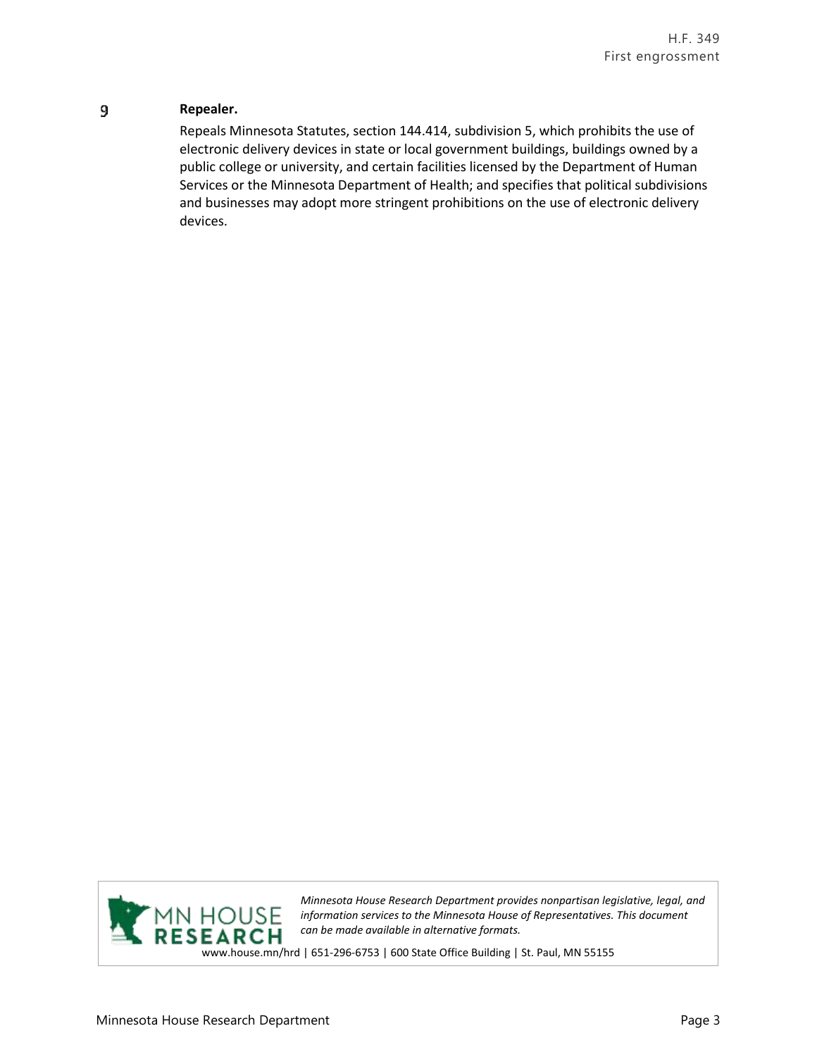**9 Repealer.**

Repeals Minnesota Statutes, section 144.414, subdivision 5, which prohibits the use of electronic delivery devices in state or local government buildings, buildings owned by a public college or university, and certain facilities licensed by the Department of Human Services or the Minnesota Department of Health; and specifies that political subdivisions and businesses may adopt more stringent prohibitions on the use of electronic delivery devices.

MN HOUSE RESEARCH

*Minnesota House Research Department provides nonpartisan legislative, legal, and information services to the Minnesota House of Representatives. This document can be made available in alternative formats.*

www.house.mn/hrd | 651-296-6753 | 600 State Office Building | St. Paul, MN 55155